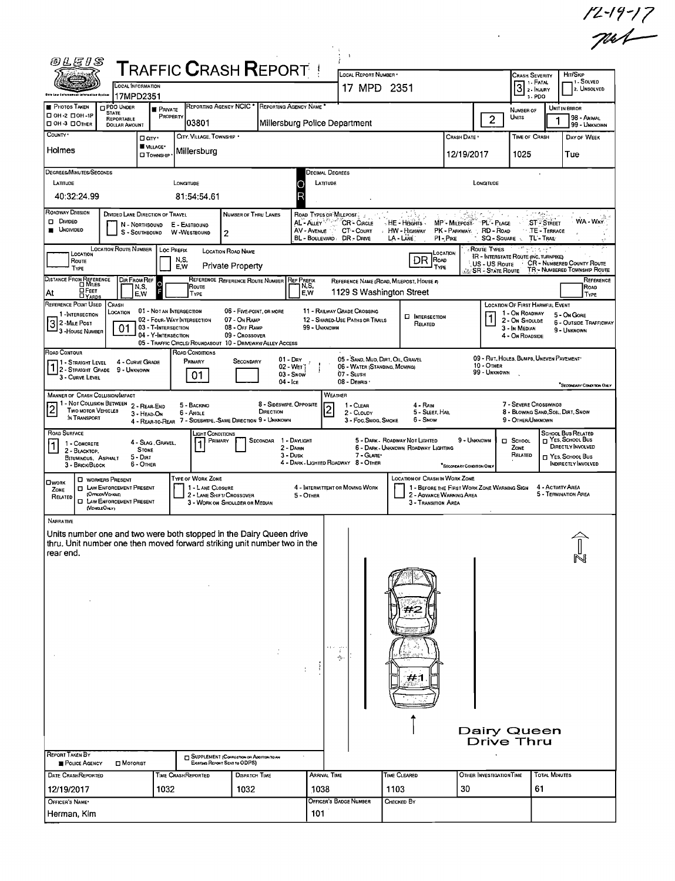12-19-17

# TRAFFIC CRASH REPORT

| Field | Value |
|---|---|
| Local Information | 17MPD2351 |
| Local Report Number | 17 MPD 2351 |
| Crash Severity | 3 (1 - Fatal, 2 - Injury, 3 - PDO) |
| Hit/Skip | 1 - Solved, 2 - Unsolved |
| Reporting Agency NCIC | 03801 |
| Reporting Agency Name | Millersburg Police Department |
| Number of Units | 2 |
| Unit in Error | 1 (98 - Animal, 99 - Unknown) |
| County | Holmes |
| City, Village, Township | Village - Millersburg |
| Crash Date | 12/19/2017 |
| Time of Crash | 1025 |
| Day of Week | Tue |

## Degrees/Minutes/Seconds

| Latitude | Longitude |
|---|---|
| 40:32:24.99 | 81:54:54.61 |

## Roadway

| Field | Value |
|---|---|
| Roadway Division | Undivided |
| Number of Thru Lanes | 2 |
| Location Road Name | Private Property |
| Location Road Type | DR |
| Distance From Reference | At |
| Reference Name (Road, Milepost, House #) | 1129 S Washington Street |
| Reference Point Used | 3 - House Number |
| Crash Location | 01 - Not an Intersection |
| Location of First Harmful Event | 1 - On Roadway |
| Road Contour | 1 - Straight Level |
| Road Conditions (Primary) | 01 - Dry |
| Manner of Crash Collision/Impact | 2 - Rear-End |
| Weather | 2 - Cloudy |
| Road Surface | 1 - Concrete |
| Light Conditions (Primary) | 1 - Daylight |

## Narrative

Units number one and two were both stopped in the Dairy Queen drive thru. Unit number one then moved forward striking unit number two in the rear end.

Diagram: #2, #1 — Dairy Queen Drive Thru

| Report Taken By | |
|---|---|
| Police Agency | ■ |

| Date Crash Reported | Time Crash Reported | Dispatch Time | Arrival Time | Time Cleared | Other Investigation Time | Total Minutes |
|---|---|---|---|---|---|---|
| 12/19/2017 | 1032 | 1032 | 1038 | 1103 | 30 | 61 |

| Officer's Name | Officer's Badge Number | Checked By |
|---|---|---|
| Herman, Kim | 101 | |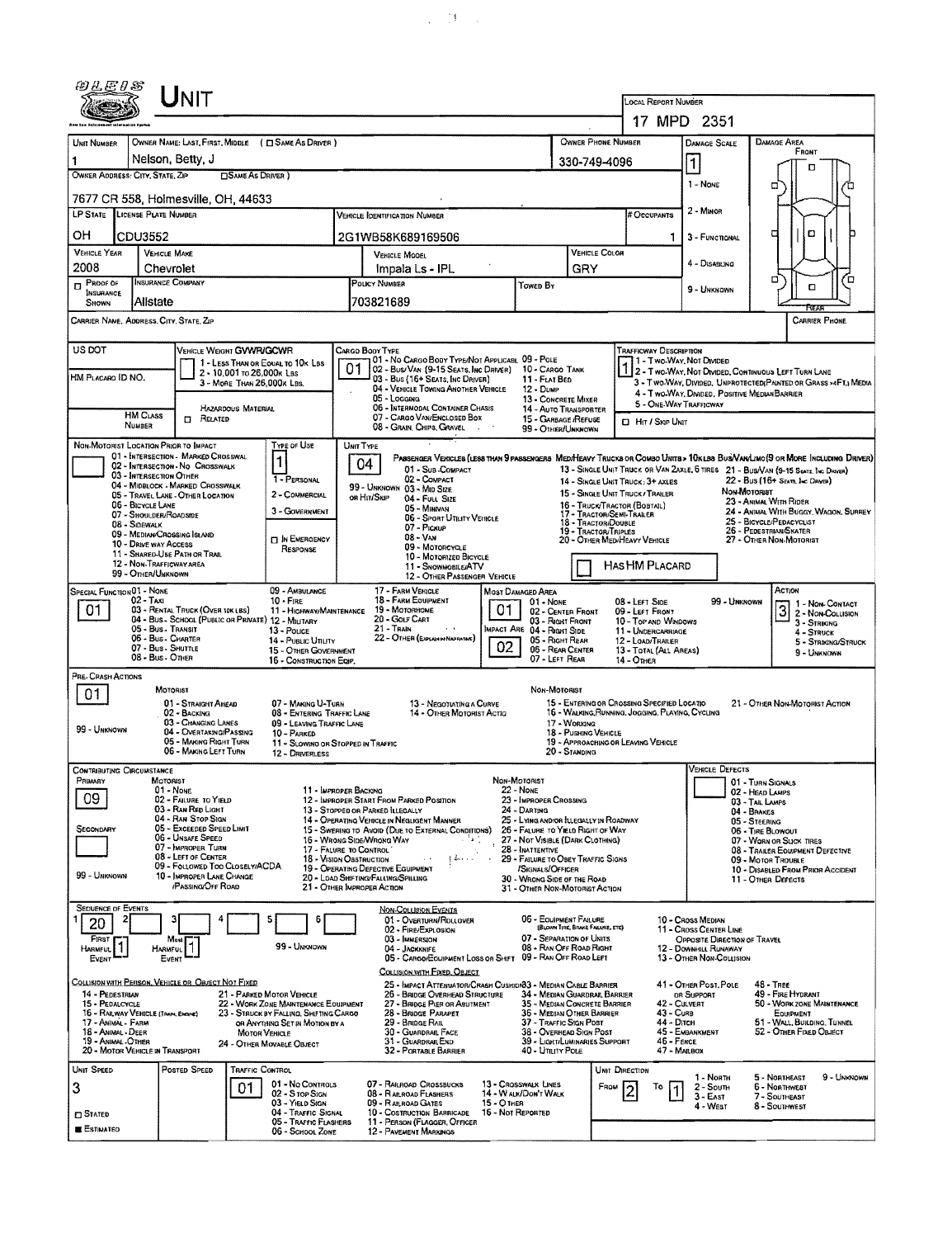# UNIT

**LOCAL REPORT NUMBER:** 17 MPD 2351

| UNIT NUMBER | OWNER NAME: LAST, FIRST, MIDDLE ( ☐ SAME AS DRIVER ) | OWNER PHONE NUMBER | DAMAGE SCALE | DAMAGE AREA |
|---|---|---|---|---|
| 1 | Nelson, Betty, J | 330-749-4096 | 1 | FRONT |

**OWNER ADDRESS: CITY, STATE, ZIP** ☐ SAME AS DRIVER )
7677 CR 558, Holmesville, OH, 44633

DAMAGE SCALE: 1 - NONE; 2 - MINOR; 3 - FUNCTIONAL; 4 - DISABLING; 9 - UNKNOWN

| LP STATE | LICENSE PLATE NUMBER | VEHICLE IDENTIFICATION NUMBER | # OCCUPANTS |
|---|---|---|---|
| OH | CDU3552 | 2G1WB58K689169506 | 1 |

| VEHICLE YEAR | VEHICLE MAKE | VEHICLE MODEL | VEHICLE COLOR |
|---|---|---|---|
| 2008 | Chevrolet | Impala Ls - IPL | GRY |

| ☐ PROOF OF INSURANCE SHOWN | INSURANCE COMPANY | POLICY NUMBER | TOWED BY |
|---|---|---|---|
| | Allstate | 703821689 | |

CARRIER NAME, ADDRESS, CITY, STATE, ZIP | CARRIER PHONE

US DOT | HM PLACARD ID NO. | HM CLASS NUMBER | ☐ RELATED HAZARDOUS MATERIAL

**VEHICLE WEIGHT GVWR/GCWR:** 1 - LESS THAN OR EQUAL TO 10K LBS; 2 - 10,001 TO 26,000K LBS; 3 - MORE THAN 26,000K LBS.

**CARGO BODY TYPE:** 01
01 - NO CARGO BODY TYPE/NOT APPLICABL; 02 - BUS/VAN (9-15 SEATS, INC DRIVER); 03 - BUS (16+ SEATS, INC DRIVER); 04 - VEHICLE TOWING ANOTHER VEHICLE; 05 - LOGGING; 06 - INTERMODAL CONTAINER CHASIS; 07 - CARGO VAN/ENCLOSED BOX; 08 - GRAIN, CHIPS, GRAVEL; 09 - POLE; 10 - CARGO TANK; 11 - FLAT BED; 12 - DUMP; 13 - CONCRETE MIXER; 14 - AUTO TRANSPORTER; 15 - GARBAGE/REFUSE; 99 - OTHER/UNKNOWN

**TRAFFICWAY DESCRIPTION:** 1
1 - TWO-WAY, NOT DIVIDED; 2 - TWO-WAY, NOT DIVIDED, CONTINUOUS LEFT TURN LANE; 3 - TWO-WAY, DIVIDED, UNPROTECTED(PAINTED OR GRASS >4FT.) MEDIA; 4 - TWO-WAY, DIVIDED, POSITIVE MEDIAN BARRIER; 5 - ONE-WAY TRAFFICWAY
☐ HIT / SKIP UNIT

**NON-MOTORIST LOCATION PRIOR TO IMPACT:** 01 - INTERSECTION - MARKED CROSSWAL; 02 - INTERSECTION - NO CROSSWALK; 03 - INTERSECTION OTHER; 04 - MIDBLOCK - MARKED CROSSWALK; 05 - TRAVEL LANE - OTHER LOCATION; 06 - BICYCLE LANE; 07 - SHOULDER/ROADSIDE; 08 - SIDEWALK; 09 - MEDIAN/CROSSING ISLAND; 10 - DRIVE WAY ACCESS; 11 - SHARED-USE PATH OR TRAIL; 12 - NON-TRAFFICWAY AREA; 99 - OTHER/UNKNOWN

**TYPE OF USE:** 1
1 - PERSONAL; 2 - COMMERCIAL; 3 - GOVERNMENT; ☐ IN EMERGENCY RESPONSE

**UNIT TYPE:** 04
PASSENGER VEHICLES (LESS THAN 9 PASSENGERS MED/HEAVY TRUCKS OR COMBO UNITS > 10K LBS BUS/VAN/LIMO(9 OR MORE INCLUDING DRIVER)
01 - SUB-COMPACT; 02 - COMPACT; 99 - UNKNOWN 03 - MID SIZE; OR HIT/SKIP 04 - FULL SIZE; 05 - MINIVAN; 06 - SPORT UTILITY VEHICLE; 07 - PICKUP; 08 - VAN; 09 - MOTORCYCLE; 10 - MOTORIZED BICYCLE; 11 - SNOWMOBILE/ATV; 12 - OTHER PASSENGER VEHICLE
13 - SINGLE UNIT TRUCK OR VAN 2AXLE, 6 TIRES; 14 - SINGLE UNIT TRUCK: 3+ AXLES; 15 - SINGLE UNIT TRUCK / TRAILER; 16 - TRUCK/TRACTOR (BOBTAIL); 17 - TRACTOR/SEMI-TRAILER; 18 - TRACTOR/DOUBLE; 19 - TRACTOR/TRIPLES; 20 - OTHER MED/HEAVY VEHICLE
21 - BUS/VAN (9-15 SEATS, INC DRIVER); 22 - BUS (16+ SEATS, INC DRIVER)
NON-MOTORIST: 23 - ANIMAL WITH RIDER; 24 - ANIMAL WITH BUGGY, WAGON, SURREY; 25 - BICYCLE/PEDACYCLIST; 26 - PEDESTRIAN/SKATER; 27 - OTHER NON-MOTORIST
☐ HAS HM PLACARD

**SPECIAL FUNCTION:** 01
01 - NONE; 02 - TAXI; 03 - RENTAL TRUCK (OVER 10K LBS); 04 - BUS - SCHOOL (PUBLIC OR PRIVATE); 05 - BUS - TRANSIT; 06 - BUS - CHARTER; 07 - BUS - SHUTTLE; 08 - BUS - OTHER; 09 - AMBULANCE; 10 - FIRE; 11 - HIGHWAY/MAINTENANCE; 12 - MILITARY; 13 - POLICE; 14 - PUBLIC UTILITY; 15 - OTHER GOVERNMENT; 16 - CONSTRUCTION EQIP.; 17 - FARM VEHICLE; 18 - FARM EQUIPMENT; 19 - MOTORHOME; 20 - GOLF CART; 21 - TRAIN; 22 - OTHER (EXPLAIN IN NARRATIVE)

**MOST DAMAGED AREA:** 01 | **IMPACT ARE:** 02
01 - NONE; 02 - CENTER FRONT; 03 - RIGHT FRONT; 04 - RIGHT SIDE; 05 - RIGHT REAR; 06 - REAR CENTER; 07 - LEFT REAR; 08 - LEFT SIDE; 09 - LEFT FRONT; 10 - TOP AND WINDOWS; 11 - UNDERCARRIAGE; 12 - LOAD/TRAILER; 13 - TOTAL (ALL AREAS); 14 - OTHER; 99 - UNKNOWN

**ACTION:** 3
1 - NON-CONTACT; 2 - NON-COLLISION; 3 - STRIKING; 4 - STRUCK; 5 - STRIKING/STRUCK; 9 - UNKNOWN

**PRE-CRASH ACTIONS:** 01
MOTORIST: 01 - STRAIGHT AHEAD; 02 - BACKING; 03 - CHANGING LANES; 04 - OVERTAKING/PASSING; 05 - MAKING RIGHT TURN; 06 - MAKING LEFT TURN; 07 - MAKING U-TURN; 08 - ENTERING TRAFFIC LANE; 09 - LEAVING TRAFFIC LANE; 10 - PARKED; 11 - SLOWING OR STOPPED IN TRAFFIC; 12 - DRIVERLESS; 13 - NEGOTIATING A CURVE; 14 - OTHER MOTORIST ACTIO
NON-MOTORIST: 15 - ENTERING OR CROSSING SPECIFIED LOCATIO; 16 - WALKING, RUNNING, JOGGING, PLAYING, CYCLING; 17 - WORKING; 18 - PUSHING VEHICLE; 19 - APPROACHING OR LEAVING VEHICLE; 20 - STANDING; 21 - OTHER NON-MOTORIST ACTION
99 - UNKNOWN

**CONTRIBUTING CIRCUMSTANCE**
PRIMARY: 09 | SECONDARY: | 99 - UNKNOWN
MOTORIST: 01 - NONE; 02 - FAILURE TO YIELD; 03 - RAN RED LIGHT; 04 - RAN STOP SIGN; 05 - EXCEEDED SPEED LIMIT; 06 - UNSAFE SPEED; 07 - IMPROPER TURN; 08 - LEFT OF CENTER; 09 - FOLLOWED TOO CLOSELY/ACDA; 10 - IMPROPER LANE CHANGE /PASSING/OFF ROAD; 11 - IMPROPER BACKING; 12 - IMPROPER START FROM PARKED POSITION; 13 - STOPPED OR PARKED ILLEGALLY; 14 - OPERATING VEHICLE IN NEGLIGENT MANNER; 15 - SWERING TO AVOID (DUE TO EXTERNAL CONDITIONS); 16 - WRONG SIDE/WRONG WAY; 17 - FALURE TO CONTROL; 18 - VISION OBSTRUCTION; 19 - OPERATING DEFECTIVE EQUIPMENT; 20 - LOAD SHIFTING/FALLING/SPILLING; 21 - OTHER IMPROPER ACTION
NON-MOTORIST: 22 - NONE; 23 - IMPROPER CROSSING; 24 - DARTING; 25 - LYING AND/OR ILLEGALLY IN ROADWAY; 26 - FALURE TO YIELD RIGHT OF WAY; 27 - NOT VISIBLE (DARK CLOTHING); 28 - INATTENTIVE; 29 - FAILURE TO OBEY TRAFFIC SIGNS /SIGNALS/OFFICER; 30 - WRONG SIDE OF THE ROAD; 31 - OTHER NON-MOTORIST ACTION

**VEHICLE DEFECTS:** 01 - TURN SIGNALS; 02 - HEAD LAMPS; 03 - TAIL LAMPS; 04 - BRAKES; 05 - STEERING; 06 - TIRE BLOWOUT; 07 - WORN OR SLICK TIRES; 08 - TRAILER EQUIPMENT DEFECTIVE; 09 - MOTOR TROUBLE; 10 - DISABLED FROM PRIOR ACCIDENT; 11 - OTHER DEFECTS

**SEQUENCE OF EVENTS:** 1: 20 | 2 | 3 | 4 | 5 | 6
FIRST HARMFUL EVENT: 1 | MOST HARMFUL EVENT: 1 | 99 - UNKNOWN

NON-COLLISION EVENTS: 01 - OVERTURN/ROLLOVER; 02 - FIRE/EXPLOSION; 03 - IMMERSION; 04 - JACKKNIFE; 05 - CARGO/EQUIPMENT LOSS OR SHIFT; 06 - EQUIPMENT FAILURE (BLOWN TIRE, BRAKE FAILURE, ETC); 07 - SEPARATION OF UNITS; 08 - RAN OFF ROAD RIGHT; 09 - RAN OFF ROAD LEFT; 10 - CROSS MEDIAN; 11 - CROSS CENTER LINE OPPOSITE DIRECTION OF TRAVEL; 12 - DOWNHILL RUNAWAY; 13 - OTHER NON-COLLISION

COLLISION WITH PERSON, VEHICLE OR OBJECT NOT FIXED: 14 - PEDESTRIAN; 15 - PEDALCYCLE; 16 - RAILWAY VEHICLE (TRAIN, ENGINE); 17 - ANIMAL - FARM; 18 - ANIMAL - DEER; 19 - ANIMAL - OTHER; 20 - MOTOR VEHICLE IN TRANSPORT; 21 - PARKED MOTOR VEHICLE; 22 - WORK ZONE MAINTENANCE EQUIPMENT; 23 - STRUCK BY FALLING, SHIFTING CARGO OR ANYTHING SET IN MOTION BY A MOTOR VEHICLE; 24 - OTHER MOVABLE OBJECT

COLLISION WITH FIXED, OBJECT: 25 - IMPACT ATTENUATOR/CRASH CUSHION; 26 - BRIDGE OVERHEAD STRUCTURE; 27 - BRIDGE PIER OR ABUTMENT; 28 - BRIDGE PARAPET; 29 - BRIDGE RAIL; 30 - GUARDRAIL FACE; 31 - GUARDRAIL END; 32 - PORTABLE BARRIER; 33 - MEDIAN CABLE BARRIER; 34 - MEDIAN GUARDRAIL BARRIER; 35 - MEDIAN CONCRETE BARRIER; 36 - MEDIAN OTHER BARRIER; 37 - TRAFFIC SIGN POST; 38 - OVERHEAD SIGN POST; 39 - LIGHT/LUMINARIES SUPPORT; 40 - UTILITY POLE; 41 - OTHER POST, POLE OR SUPPORT; 42 - CULVERT; 43 - CURB; 44 - DITCH; 45 - EMBANKMENT; 46 - FENCE; 47 - MAILBOX; 48 - TREE; 49 - FIRE HYDRANT; 50 - WORK ZONE MAINTENANCE EQUIPMENT; 51 - WALL, BUILDING, TUNNEL; 52 - OTHER FIXED OBJECT

| UNIT SPEED | POSTED SPEED | TRAFFIC CONTROL | UNIT DIRECTION |
|---|---|---|---|
| 3 | | 01 | FROM 2 TO 1 |

☐ STATED ■ ESTIMATED

TRAFFIC CONTROL: 01 - NO CONTROLS; 02 - STOP SIGN; 03 - YIELD SIGN; 04 - TRAFFIC SIGNAL; 05 - TRAFFIC FLASHERS; 06 - SCHOOL ZONE; 07 - RAILROAD CROSSBUCKS; 08 - RAILROAD FLASHERS; 09 - RAILROAD GATES; 10 - COSTRUCTION BARRICADE; 11 - PERSON (FLAGGER, OFFICER); 12 - PAVEMENT MARKINGS; 13 - CROSSWALK LINES; 14 - WALK/DON'T WALK; 15 - OTHER; 16 - NOT REPORTED

UNIT DIRECTION: 1 - NORTH; 2 - SOUTH; 3 - EAST; 4 - WEST; 5 - NORTHEAST; 6 - NORTHWEST; 7 - SOUTHEAST; 8 - SOUTHWEST; 9 - UNKNOWN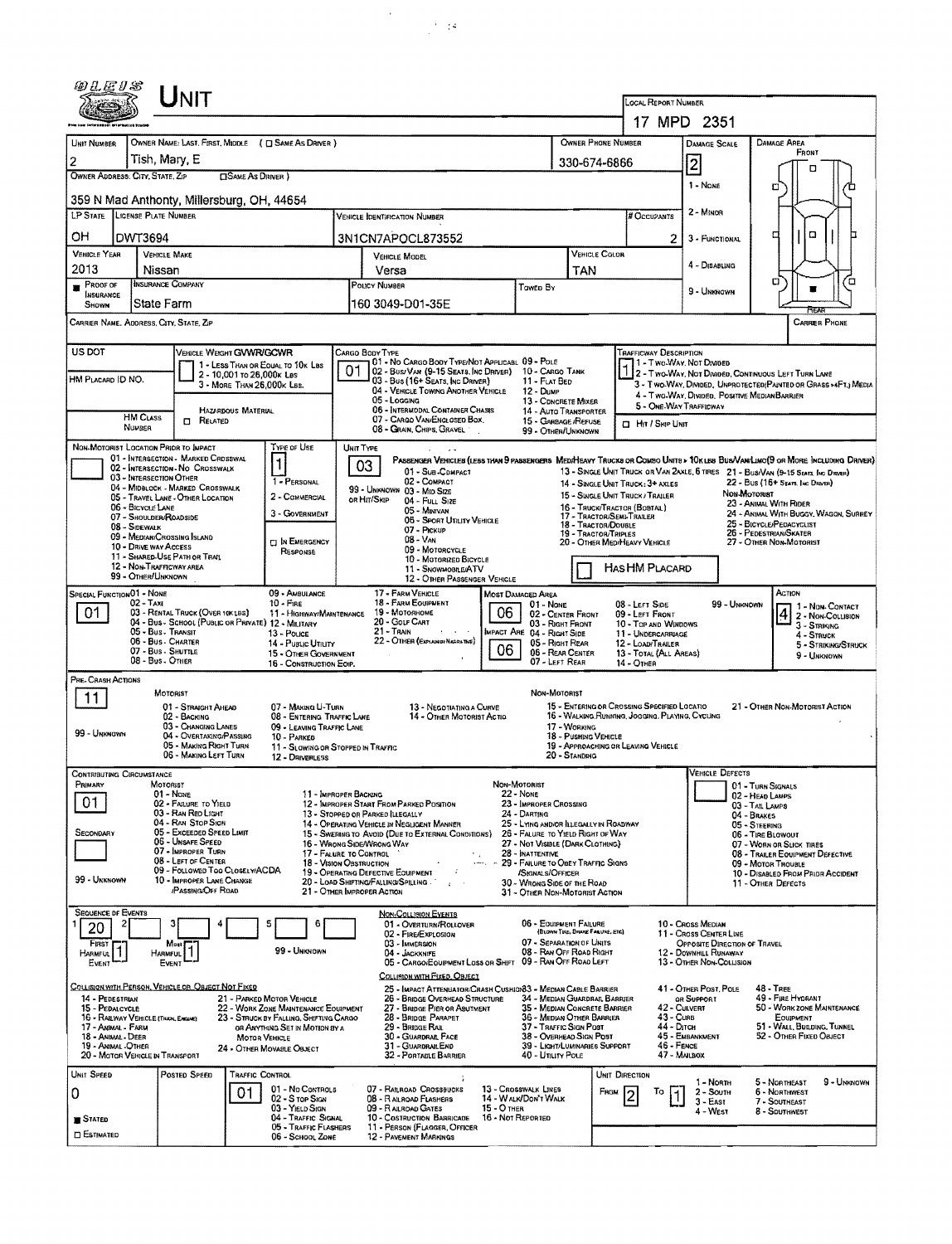# UNIT

**LOCAL REPORT NUMBER:** 17 MPD 2351

| Field | Value |
|---|---|
| UNIT NUMBER | 2 |
| OWNER NAME: LAST, FIRST, MIDDLE ( ☐ SAME AS DRIVER ) | Tish, Mary, E |
| OWNER PHONE NUMBER | 330-674-6866 |
| OWNER ADDRESS: CITY, STATE, ZIP ( ☐ SAME AS DRIVER ) | 359 N Mad Anthony, Millersburg, OH, 44654 |
| LP STATE | OH |
| LICENSE PLATE NUMBER | DWT3694 |
| VEHICLE IDENTIFICATION NUMBER | 3N1CN7APOCL873552 |
| # OCCUPANTS | 2 |
| VEHICLE YEAR | 2013 |
| VEHICLE MAKE | Nissan |
| VEHICLE MODEL | Versa |
| VEHICLE COLOR | TAN |
| PROOF OF INSURANCE SHOWN | ■ |
| INSURANCE COMPANY | State Farm |
| POLICY NUMBER | 160 3049-D01-35E |
| TOWED BY | |
| CARRIER NAME, ADDRESS, CITY, STATE, ZIP | |
| CARRIER PHONE | |

**DAMAGE SCALE:** 2
1 - NONE
2 - MINOR
3 - FUNCTIONAL
4 - DISABLING
9 - UNKNOWN

**DAMAGE AREA:** FRONT / REAR

US DOT
HM PLACARD ID NO.

**VEHICLE WEIGHT GVWR/GCWR:** 1
1 - LESS THAN OR EQUAL TO 10K LBS
2 - 10,001 TO 26,000K LBS
3 - MORE THAN 26,000K LBS.

HAZARDOUS MATERIAL
HM CLASS NUMBER ☐ RELATED

**CARGO BODY TYPE:** 01
01 - NO CARGO BODY TYPE/NOT APPLICABLE
02 - BUS/VAN (9-15 SEATS, INC DRIVER)
03 - BUS (16+ SEATS, INC DRIVER)
04 - VEHICLE TOWING ANOTHER VEHICLE
05 - LOGGING
06 - INTERMODAL CONTAINER CHASIS
07 - CARGO VAN/ENCLOSED BOX
08 - GRAIN, CHIPS, GRAVEL
09 - POLE
10 - CARGO TANK
11 - FLAT BED
12 - DUMP
13 - CONCRETE MIXER
14 - AUTO TRANSPORTER
15 - GARBAGE/REFUSE
99 - OTHER/UNKNOWN

**TRAFFICWAY DESCRIPTION:** 1
1 - TWO-WAY, NOT DIVIDED
2 - TWO-WAY, NOT DIVIDED, CONTINUOUS LEFT TURN LANE
3 - TWO-WAY, DIVIDED, UNPROTECTED(PAINTED OR GRASS >4FT.) MEDIA
4 - TWO-WAY, DIVIDED, POSITIVE MEDIAN BARRIER
5 - ONE-WAY TRAFFICWAY
☐ HIT / SKIP UNIT

**NON-MOTORIST LOCATION PRIOR TO IMPACT:**
01 - INTERSECTION - MARKED CROSSWALK
02 - INTERSECTION - NO CROSSWALK
03 - INTERSECTION OTHER
04 - MIDBLOCK - MARKED CROSSWALK
05 - TRAVEL LANE - OTHER LOCATION
06 - BICYCLE LANE
07 - SHOULDER/ROADSIDE
08 - SIDEWALK
09 - MEDIAN/CROSSING ISLAND
10 - DRIVE WAY ACCESS
11 - SHARED-USE PATH OR TRAIL
12 - NON-TRAFFICWAY AREA
99 - OTHER/UNKNOWN

**TYPE OF USE:** 1
1 - PERSONAL
2 - COMMERCIAL
3 - GOVERNMENT
☐ IN EMERGENCY RESPONSE

**UNIT TYPE:** 03
PASSENGER VEHICLES (LESS THAN 9 PASSENGERS MED/HEAVY TRUCKS OR COMBO UNITS > 10K LBS BUS/VAN/LIMO(9 OR MORE INCLUDING DRIVER)
01 - SUB-COMPACT
02 - COMPACT
99 - UNKNOWN 03 - MID SIZE
OR HIT/SKIP 04 - FULL SIZE
05 - MINIVAN
06 - SPORT UTILITY VEHICLE
07 - PICKUP
08 - VAN
09 - MOTORCYCLE
10 - MOTORIZED BICYCLE
11 - SNOWMOBILE/ATV
12 - OTHER PASSENGER VEHICLE
13 - SINGLE UNIT TRUCK OR VAN 2AXLE, 6 TIRES
14 - SINGLE UNIT TRUCK: 3+ AXLES
15 - SINGLE UNIT TRUCK / TRAILER
16 - TRUCK/TRACTOR (BOBTAIL)
17 - TRACTOR/SEMI-TRAILER
18 - TRACTOR/DOUBLE
19 - TRACTOR/TRIPLES
20 - OTHER MED/HEAVY VEHICLE
21 - BUS/VAN (9-15 SEATS, INC DRIVER)
22 - BUS (16+ SEATS, INC DRIVER)
NON-MOTORIST
23 - ANIMAL WITH RIDER
24 - ANIMAL WITH BUGGY, WAGON, SURREY
25 - BICYCLE/PEDACYCLIST
26 - PEDESTRIAN/SKATER
27 - OTHER NON-MOTORIST
☐ HAS HM PLACARD

**SPECIAL FUNCTION:** 01
01 - NONE
02 - TAXI
03 - RENTAL TRUCK (OVER 10K LBS)
04 - BUS - SCHOOL (PUBLIC OR PRIVATE)
05 - BUS - TRANSIT
06 - BUS - CHARTER
07 - BUS - SHUTTLE
08 - BUS - OTHER
09 - AMBULANCE
10 - FIRE
11 - HIGHWAY/MAINTENANCE
12 - MILITARY
13 - POLICE
14 - PUBLIC UTILITY
15 - OTHER GOVERNMENT
16 - CONSTRUCTION EQIP.
17 - FARM VEHICLE
18 - FARM EQUIPMENT
19 - MOTORHOME
20 - GOLF CART
21 - TRAIN
22 - OTHER (EXPLAIN IN NARRATIVE)

**MOST DAMAGED AREA:** 06
**IMPACT ARE:** 06
01 - NONE
02 - CENTER FRONT
03 - RIGHT FRONT
04 - RIGHT SIDE
05 - RIGHT REAR
06 - REAR CENTER
07 - LEFT REAR
08 - LEFT SIDE
09 - LEFT FRONT
10 - TOP AND WINDOWS
11 - UNDERCARRIAGE
12 - LOAD/TRAILER
13 - TOTAL (ALL AREAS)
14 - OTHER
99 - UNKNOWN

**ACTION:** 4
1 - NON-CONTACT
2 - NON-COLLISION
3 - STRIKING
4 - STRUCK
5 - STRIKING/STRUCK
9 - UNKNOWN

**PRE-CRASH ACTIONS:** 11
MOTORIST
01 - STRAIGHT AHEAD
02 - BACKING
03 - CHANGING LANES
04 - OVERTAKING/PASSING
05 - MAKING RIGHT TURN
06 - MAKING LEFT TURN
07 - MAKING U-TURN
08 - ENTERING TRAFFIC LANE
09 - LEAVING TRAFFIC LANE
10 - PARKED
11 - SLOWING OR STOPPED IN TRAFFIC
12 - DRIVERLESS
13 - NEGOTIATING A CURVE
14 - OTHER MOTORIST ACTIO
99 - UNKNOWN
NON-MOTORIST
15 - ENTERING OR CROSSING SPECIFIED LOCATIO
16 - WALKING, RUNNING, JOGGING, PLAYING, CYCLING
17 - WORKING
18 - PUSHING VEHICLE
19 - APPROACHING OR LEAVING VEHICLE
20 - STANDING
21 - OTHER NON-MOTORIST ACTION

**CONTRIBUTING CIRCUMSTANCE**
PRIMARY: 01
SECONDARY:
MOTORIST
01 - NONE
02 - FAILURE TO YIELD
03 - RAN RED LIGHT
04 - RAN STOP SIGN
05 - EXCEEDED SPEED LIMIT
06 - UNSAFE SPEED
07 - IMPROPER TURN
08 - LEFT OF CENTER
09 - FOLLOWED TOO CLOSELY/ACDA
10 - IMPROPER LANE CHANGE /PASSING/OFF ROAD
11 - IMPROPER BACKING
12 - IMPROPER START FROM PARKED POSITION
13 - STOPPED OR PARKED ILLEGALLY
14 - OPERATING VEHICLE IN NEGLIGENT MANNER
15 - SWERING TO AVOID (DUE TO EXTERNAL CONDITIONS)
16 - WRONG SIDE/WRONG WAY
17 - FAILURE TO CONTROL
18 - VISION OBSTRUCTION
19 - OPERATING DEFECTIVE EQUIPMENT
20 - LOAD SHIFTING/FALLING/SPILLING
21 - OTHER IMPROPER ACTION
99 - UNKNOWN
NON-MOTORIST
22 - NONE
23 - IMPROPER CROSSING
24 - DARTING
25 - LYING AND/OR ILLEGALLY IN ROADWAY
26 - FALURE TO YIELD RIGHT OF WAY
27 - NOT VISIBLE (DARK CLOTHING)
28 - INATTENTIVE
29 - FAILURE TO OBEY TRAFFIC SIGNS /SIGNALS/OFFICER
30 - WRONG SIDE OF THE ROAD
31 - OTHER NON-MOTORIST ACTION

**VEHICLE DEFECTS**
01 - TURN SIGNALS
02 - HEAD LAMPS
03 - TAIL LAMPS
04 - BRAKES
05 - STEERING
06 - TIRE BLOWOUT
07 - WORN OR SLICK TIRES
08 - TRAILER EQUIPMENT DEFECTIVE
09 - MOTOR TROUBLE
10 - DISABLED FROM PRIOR ACCIDENT
11 - OTHER DEFECTS

**SEQUENCE OF EVENTS**
1: 20 | 2: | 3: | 4: | 5: | 6:
FIRST HARMFUL EVENT: 1
MOST HARMFUL EVENT: 1
99 - UNKNOWN

NON-COLLISION EVENTS
01 - OVERTURN/ROLLOVER
02 - FIRE/EXPLOSION
03 - IMMERSION
04 - JACKKNIFE
05 - CARGO/EQUIPMENT LOSS OR SHIFT
06 - EQUIPMENT FAILURE (BLOWN TIRE, BRAKE FAILURE, ETC)
07 - SEPARATION OF UNITS
08 - RAN OFF ROAD RIGHT
09 - RAN OFF ROAD LEFT
10 - CROSS MEDIAN
11 - CROSS CENTER LINE OPPOSITE DIRECTION OF TRAVEL
12 - DOWNHILL RUNAWAY
13 - OTHER NON-COLLISION

COLLISION WITH PERSON, VEHICLE OR OBJECT NOT FIXED
14 - PEDESTRIAN
15 - PEDALCYCLE
16 - RAILWAY VEHICLE (TRAIN, ENGINE)
17 - ANIMAL - FARM
18 - ANIMAL - DEER
19 - ANIMAL - OTHER
20 - MOTOR VEHICLE IN TRANSPORT
21 - PARKED MOTOR VEHICLE
22 - WORK ZONE MAINTENANCE EQUIPMENT
23 - STRUCK BY FALLING, SHIFTING CARGO OR ANYTHING SET IN MOTION BY A MOTOR VEHICLE
24 - OTHER MOVABLE OBJECT

COLLISION WITH FIXED, OBJECT
25 - IMPACT ATTENUATOR/CRASH CUSHION
26 - BRIDGE OVERHEAD STRUCTURE
27 - BRIDGE PIER OR ABUTMENT
28 - BRIDGE PARAPET
29 - BRIDGE RAIL
30 - GUARDRAIL FACE
31 - GUARDRAILEND
32 - PORTABLE BARRIER
33 - MEDIAN CABLE BARRIER
34 - MEDIAN GUARDRAIL BARRIER
35 - MEDIAN CONCRETE BARRIER
36 - MEDIAN OTHER BARRIER
37 - TRAFFIC SIGN POST
38 - OVERHEAD SIGN POST
39 - LIGHT/LUMINARIES SUPPORT
40 - UTILITY POLE
41 - OTHER POST, POLE OR SUPPORT
42 - CULVERT
43 - CURB
44 - DITCH
45 - EMBANKMENT
46 - FENCE
47 - MAILBOX
48 - TREE
49 - FIRE HYDRANT
50 - WORK ZONE MAINTENANCE EQUIPMENT
51 - WALL, BUILDING, TUNNEL
52 - OTHER FIXED OBJECT

**UNIT SPEED:** 0
**POSTED SPEED:**
■ STATED
☐ ESTIMATED

**TRAFFIC CONTROL:** 01
01 - NO CONTROLS
02 - STOP SIGN
03 - YIELD SIGN
04 - TRAFFIC SIGNAL
05 - TRAFFIC FLASHERS
06 - SCHOOL ZONE
07 - RAILROAD CROSSBUCKS
08 - RAILROAD FLASHERS
09 - RAILROAD GATES
10 - COSTRUCTION BARRICADE
11 - PERSON (FLAGGER, OFFICER
12 - PAVEMENT MARKINGS
13 - CROSSWALK LINES
14 - WALK/DON'T WALK
15 - OTHER
16 - NOT REPORTED

**UNIT DIRECTION:** FROM 2 TO 1
1 - NORTH
2 - SOUTH
3 - EAST
4 - WEST
5 - NORTHEAST
6 - NORTHWEST
7 - SOUTHEAST
8 - SOUTHWEST
9 - UNKNOWN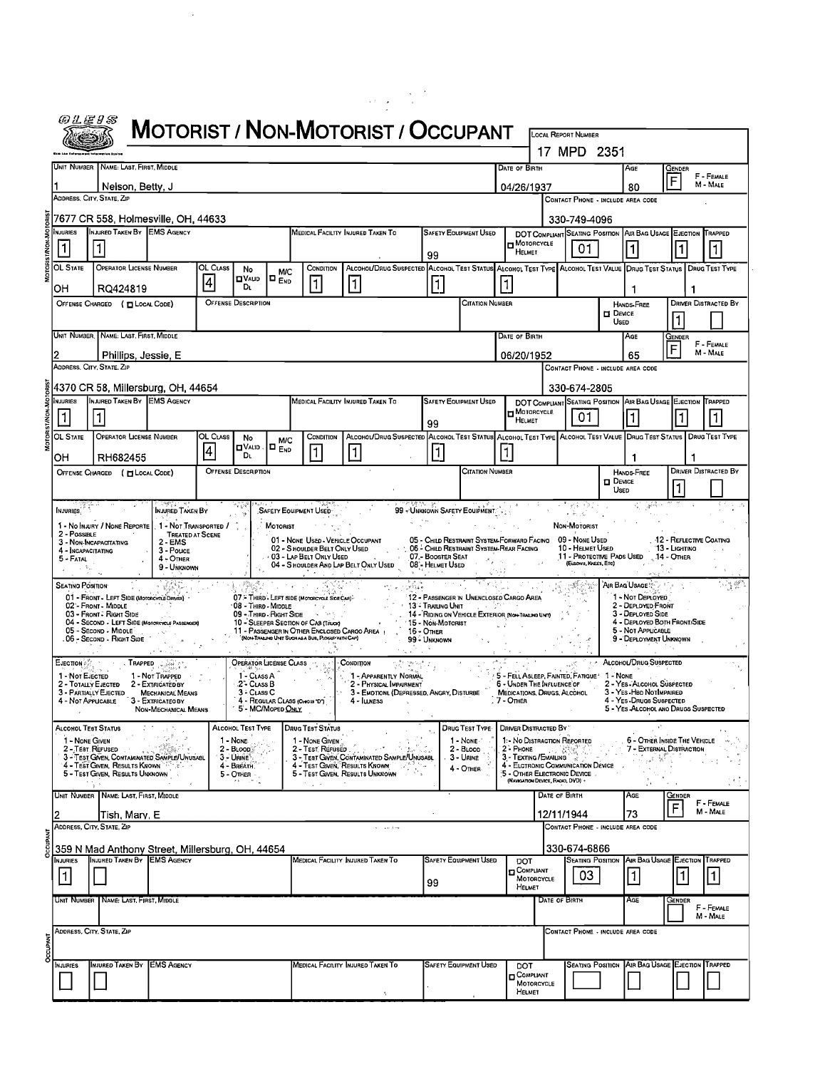# MOTORIST / NON-MOTORIST / OCCUPANT

LOCAL REPORT NUMBER: 17 MPD 2351

## MOTORIST/NON-MOTORIST

| UNIT NUMBER | NAME: LAST, FIRST, MIDDLE | DATE OF BIRTH | AGE | GENDER |
|---|---|---|---|---|
| 1 | Nelson, Betty, J | 04/26/1937 | 80 | F |

ADDRESS, CITY, STATE, ZIP: 7677 CR 558, Holmesville, OH, 44633

CONTACT PHONE - INCLUDE AREA CODE: 330-749-4096

| INJURIES | INJURED TAKEN BY | EMS AGENCY | MEDICAL FACILITY INJURED TAKEN TO | SAFETY EQUIPMENT USED | DOT COMPLIANT MOTORCYCLE HELMET | SEATING POSITION | AIR BAG USAGE | EJECTION | TRAPPED |
|---|---|---|---|---|---|---|---|---|---|
| 1 | 1 | | | 99 | | 01 | 1 | 1 | 1 |

| OL STATE | OPERATOR LICENSE NUMBER | OL CLASS | NO VALID DL | M/C END | CONDITION | ALCOHOL/DRUG SUSPECTED | ALCOHOL TEST STATUS | ALCOHOL TEST TYPE | ALCOHOL TEST VALUE | DRUG TEST STATUS | DRUG TEST TYPE |
|---|---|---|---|---|---|---|---|---|---|---|---|
| OH | RQ424819 | 4 | | | 1 | 1 | 1 | 1 | | 1 | 1 |

| OFFENSE CHARGED ( LOCAL CODE) | OFFENSE DESCRIPTION | CITATION NUMBER | HANDS-FREE DEVICE USED | DRIVER DISTRACTED BY |
|---|---|---|---|---|
| | | | | 1 |

| UNIT NUMBER | NAME: LAST, FIRST, MIDDLE | DATE OF BIRTH | AGE | GENDER |
|---|---|---|---|---|
| 2 | Phillips, Jessie, E | 06/20/1952 | 65 | F |

ADDRESS, CITY, STATE, ZIP: 4370 CR 58, Millersburg, OH, 44654

CONTACT PHONE - INCLUDE AREA CODE: 330-674-2805

| INJURIES | INJURED TAKEN BY | EMS AGENCY | MEDICAL FACILITY INJURED TAKEN TO | SAFETY EQUIPMENT USED | DOT COMPLIANT MOTORCYCLE HELMET | SEATING POSITION | AIR BAG USAGE | EJECTION | TRAPPED |
|---|---|---|---|---|---|---|---|---|---|
| 1 | 1 | | | 99 | | 01 | 1 | 1 | 1 |

| OL STATE | OPERATOR LICENSE NUMBER | OL CLASS | NO VALID DL | M/C END | CONDITION | ALCOHOL/DRUG SUSPECTED | ALCOHOL TEST STATUS | ALCOHOL TEST TYPE | ALCOHOL TEST VALUE | DRUG TEST STATUS | DRUG TEST TYPE |
|---|---|---|---|---|---|---|---|---|---|---|---|
| OH | RH682455 | 4 | | | 1 | 1 | 1 | 1 | | 1 | 1 |

| OFFENSE CHARGED ( LOCAL CODE) | OFFENSE DESCRIPTION | CITATION NUMBER | HANDS-FREE DEVICE USED | DRIVER DISTRACTED BY |
|---|---|---|---|---|
| | | | | 1 |

**INJURIES:** 1 - No Injury / None Reported; 2 - Possible; 3 - Non-Incapacitating; 4 - Incapacitating; 5 - Fatal

**INJURED TAKEN BY:** 1 - Not Transported / Treated at Scene; 2 - EMS; 3 - Police; 4 - Other; 9 - Unknown

**SAFETY EQUIPMENT USED:** 99 - Unknown Safety Equipment

Motorist: 01 - None Used - Vehicle Occupant; 02 - Shoulder Belt Only Used; 03 - Lap Belt Only Used; 04 - Shoulder and Lap Belt Only Used; 05 - Child Restraint System-Forward Facing; 06 - Child Restraint System-Rear Facing; 07 - Booster Seat; 08 - Helmet Used

Non-Motorist: 09 - None Used; 10 - Helmet Used; 11 - Protective Pads Used (Elbows, Knees, Etc); 12 - Reflective Coating; 13 - Lighting; 14 - Other

**SEATING POSITION:** 01 - Front - Left Side (Motorcycle Driver); 02 - Front - Middle; 03 - Front - Right Side; 04 - Second - Left Side (Motorcycle Passenger); 05 - Second - Middle; 06 - Second - Right Side; 07 - Third - Left Side (Motorcycle Side Car); 08 - Third - Middle; 09 - Third - Right Side; 10 - Sleeper Section of Cab (Truck); 11 - Passenger in Other Enclosed Cargo Area (Non-Trailing Unit Such as a Bus, Pickup with Cap); 12 - Passenger in Unenclosed Cargo Area; 13 - Trailing Unit; 14 - Riding on Vehicle Exterior (Non-Trailing Unit); 15 - Non-Motorist; 16 - Other; 99 - Unknown

**AIR BAG USAGE:** 1 - Not Deployed; 2 - Deployed Front; 3 - Deployed Side; 4 - Deployed Both Front/Side; 5 - Not Applicable; 9 - Deployment Unknown

**EJECTION:** 1 - Not Ejected; 2 - Totally Ejected; 3 - Partially Ejected; 4 - Not Applicable

**TRAPPED:** 1 - Not Trapped; 2 - Extricated by Mechanical Means; 3 - Extricated by Non-Mechanical Means

**OPERATOR LICENSE CLASS:** 1 - Class A; 2 - Class B; 3 - Class C; 4 - Regular Class (Ohio is "D"); 5 - MC/Moped Only

**CONDITION:** 1 - Apparently Normal; 2 - Physical Impairment; 3 - Emotional (Depressed, Angry, Disturbed); 4 - Illness; 5 - Fell Asleep, Fainted, Fatigue; 6 - Under the Influence of Medications, Drugs, Alcohol; 7 - Other

**ALCOHOL/DRUG SUSPECTED:** 1 - None; 2 - Yes - Alcohol Suspected; 3 - Yes - HBD Not Impaired; 4 - Yes - Drugs Suspected; 5 - Yes - Alcohol and Drugs Suspected

**ALCOHOL TEST STATUS:** 1 - None Given; 2 - Test Refused; 3 - Test Given, Contaminated Sample/Unusable; 4 - Test Given, Results Known; 5 - Test Given, Results Unknown

**ALCOHOL TEST TYPE:** 1 - None; 2 - Blood; 3 - Urine; 4 - Breath; 5 - Other

**DRUG TEST STATUS:** 1 - None Given; 2 - Test Refused; 3 - Test Given, Contaminated Sample/Unusable; 4 - Test Given, Results Known; 5 - Test Given, Results Unknown

**DRUG TEST TYPE:** 1 - None; 2 - Blood; 3 - Urine; 4 - Other

**DRIVER DISTRACTED BY:** 1 - No Distraction Reported; 2 - Phone; 3 - Texting / Emailing; 4 - Electronic Communication Device; 5 - Other Electronic Device (Navigation Device, Radio, DVD); 6 - Other Inside the Vehicle; 7 - External Distraction

## OCCUPANT

| UNIT NUMBER | NAME: LAST, FIRST, MIDDLE | DATE OF BIRTH | AGE | GENDER |
|---|---|---|---|---|
| 2 | Tish, Mary, E | 12/11/1944 | 73 | F |

ADDRESS, CITY, STATE, ZIP: 359 N Mad Anthony Street, Millersburg, OH, 44654

CONTACT PHONE - INCLUDE AREA CODE: 330-674-6866

| INJURIES | INJURED TAKEN BY | EMS AGENCY | MEDICAL FACILITY INJURED TAKEN TO | SAFETY EQUIPMENT USED | DOT COMPLIANT MOTORCYCLE HELMET | SEATING POSITION | AIR BAG USAGE | EJECTION | TRAPPED |
|---|---|---|---|---|---|---|---|---|---|
| 1 | | | | 99 | | 03 | 1 | 1 | 1 |

| UNIT NUMBER | NAME: LAST, FIRST, MIDDLE | DATE OF BIRTH | AGE | GENDER |
|---|---|---|---|---|
| | | | | |

ADDRESS, CITY, STATE, ZIP:

CONTACT PHONE - INCLUDE AREA CODE:

| INJURIES | INJURED TAKEN BY | EMS AGENCY | MEDICAL FACILITY INJURED TAKEN TO | SAFETY EQUIPMENT USED | DOT COMPLIANT MOTORCYCLE HELMET | SEATING POSITION | AIR BAG USAGE | EJECTION | TRAPPED |
|---|---|---|---|---|---|---|---|---|---|
| | | | | | | | | | |